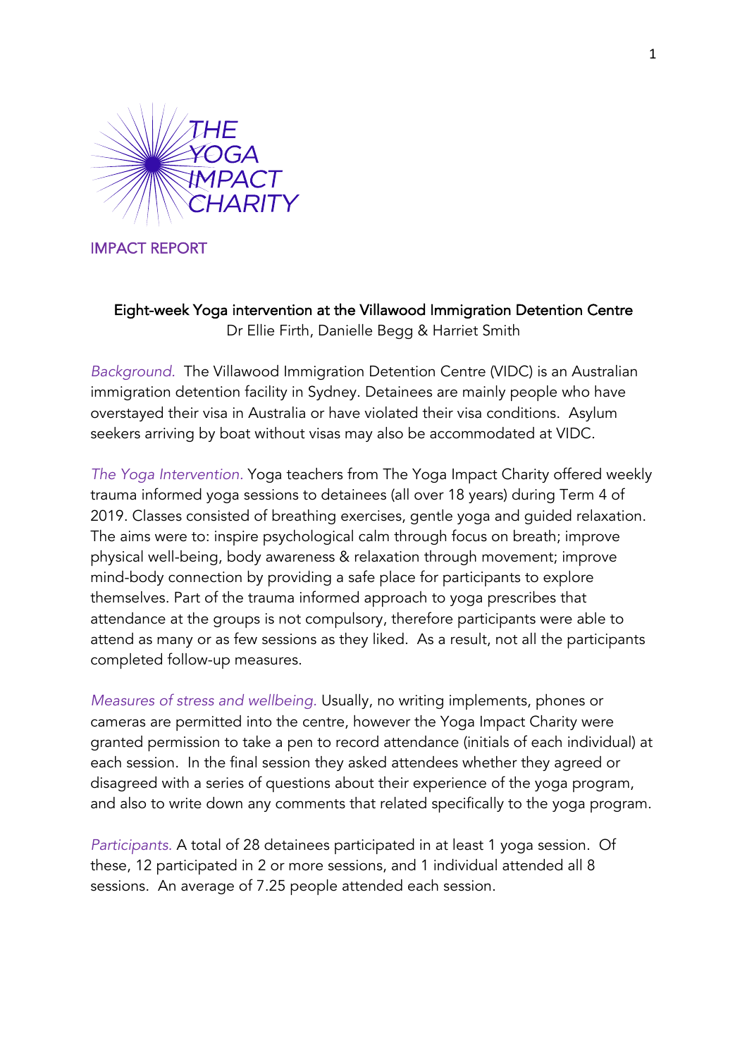THE YOGA IMPACT CHARITY

IMPACT REPORT

# Eight-week Yoga intervention at the Villawood Immigration Detention Centre

Dr Ellie Firth, Danielle Begg & Harriet Smith

*Background.* The Villawood Immigration Detention Centre (VIDC) is an Australian immigration detention facility in Sydney. Detainees are mainly people who have overstayed their visa in Australia or have violated their visa conditions. Asylum seekers arriving by boat without visas may also be accommodated at VIDC.

*The Yoga Intervention.* Yoga teachers from The Yoga Impact Charity offered weekly trauma informed yoga sessions to detainees (all over 18 years) during Term 4 of 2019. Classes consisted of breathing exercises, gentle yoga and guided relaxation. The aims were to: inspire psychological calm through focus on breath; improve physical well-being, body awareness & relaxation through movement; improve mind-body connection by providing a safe place for participants to explore themselves. Part of the trauma informed approach to yoga prescribes that attendance at the groups is not compulsory, therefore participants were able to attend as many or as few sessions as they liked. As a result, not all the participants completed follow-up measures.

*Measures of stress and wellbeing.* Usually, no writing implements, phones or cameras are permitted into the centre, however the Yoga Impact Charity were granted permission to take a pen to record attendance (initials of each individual) at each session. In the final session they asked attendees whether they agreed or disagreed with a series of questions about their experience of the yoga program, and also to write down any comments that related specifically to the yoga program.

*Participants.* A total of 28 detainees participated in at least 1 yoga session. Of these, 12 participated in 2 or more sessions, and 1 individual attended all 8 sessions. An average of 7.25 people attended each session.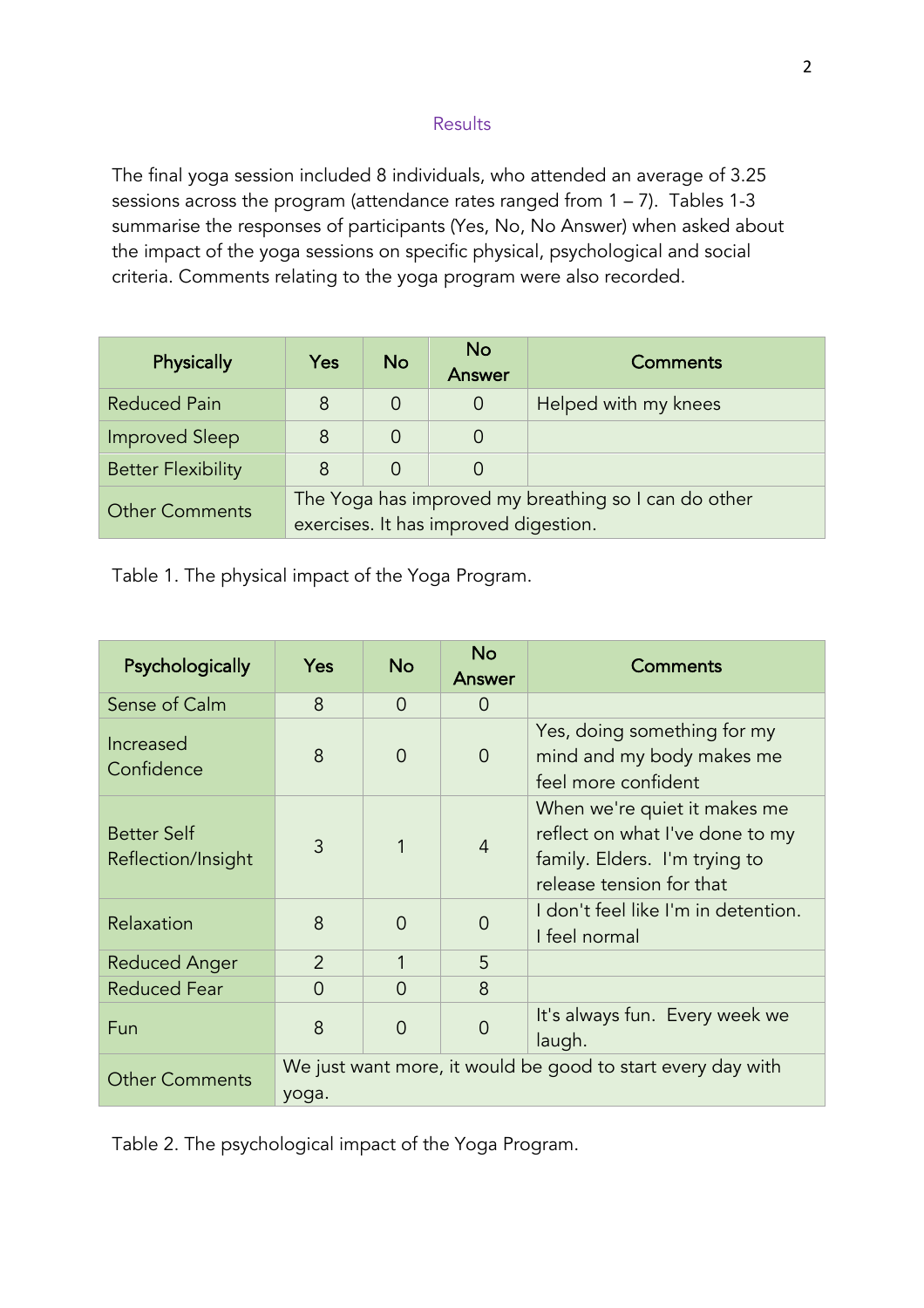## Results

The final yoga session included 8 individuals, who attended an average of 3.25 sessions across the program (attendance rates ranged from 1 – 7). Tables 1-3 summarise the responses of participants (Yes, No, No Answer) when asked about the impact of the yoga sessions on specific physical, psychological and social criteria. Comments relating to the yoga program were also recorded.

| Physically | Yes | No | No Answer | Comments |
|---|---|---|---|---|
| Reduced Pain | 8 | 0 | 0 | Helped with my knees |
| Improved Sleep | 8 | 0 | 0 | |
| Better Flexibility | 8 | 0 | 0 | |
| Other Comments | The Yoga has improved my breathing so I can do other exercises. It has improved digestion. | | | |

Table 1. The physical impact of the Yoga Program.

| Psychologically | Yes | No | No Answer | Comments |
|---|---|---|---|---|
| Sense of Calm | 8 | 0 | 0 | |
| Increased Confidence | 8 | 0 | 0 | Yes, doing something for my mind and my body makes me feel more confident |
| Better Self Reflection/Insight | 3 | 1 | 4 | When we're quiet it makes me reflect on what I've done to my family. Elders. I'm trying to release tension for that |
| Relaxation | 8 | 0 | 0 | I don't feel like I'm in detention. I feel normal |
| Reduced Anger | 2 | 1 | 5 | |
| Reduced Fear | 0 | 0 | 8 | |
| Fun | 8 | 0 | 0 | It's always fun. Every week we laugh. |
| Other Comments | We just want more, it would be good to start every day with yoga. | | | |

Table 2. The psychological impact of the Yoga Program.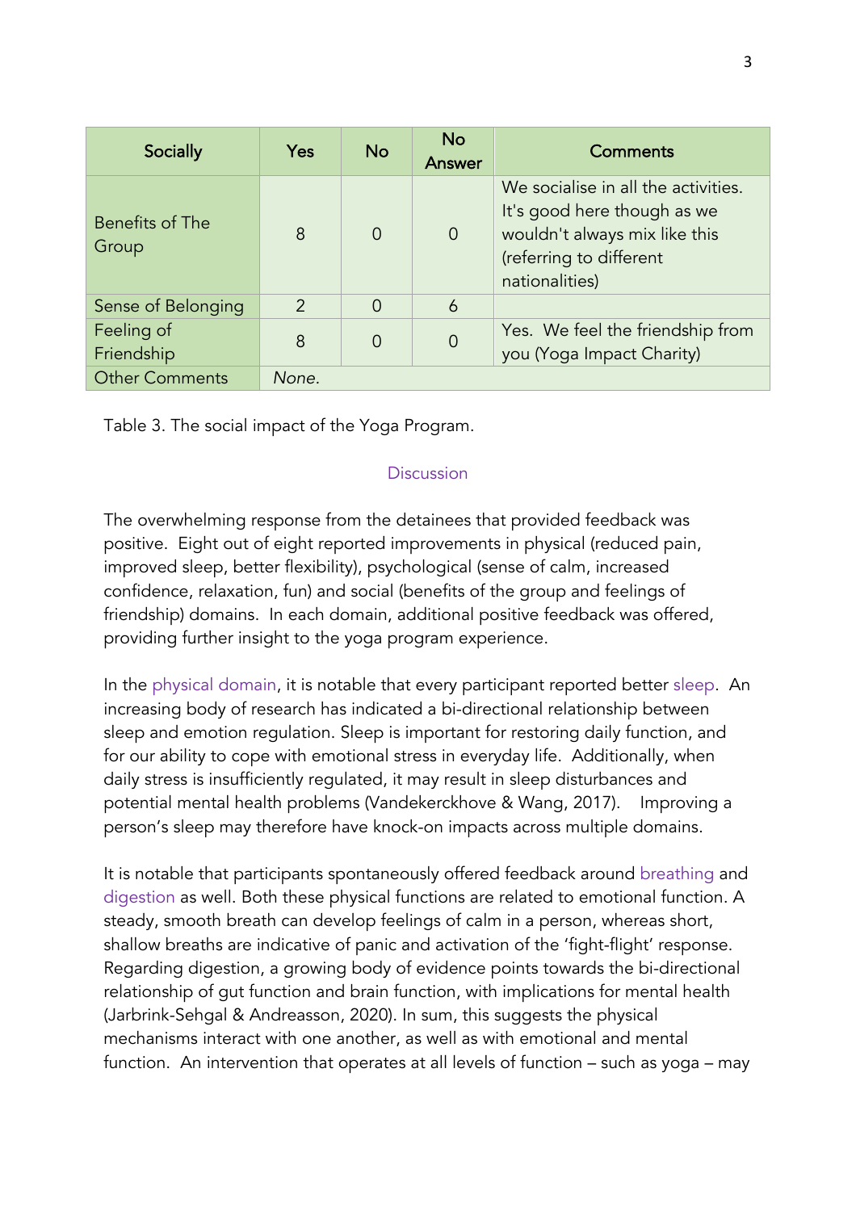| Socially | Yes | No | No Answer | Comments |
| --- | --- | --- | --- | --- |
| Benefits of The Group | 8 | 0 | 0 | We socialise in all the activities. It's good here though as we wouldn't always mix like this (referring to different nationalities) |
| Sense of Belonging | 2 | 0 | 6 | |
| Feeling of Friendship | 8 | 0 | 0 | Yes. We feel the friendship from you (Yoga Impact Charity) |
| Other Comments | *None.* | | | |

Table 3. The social impact of the Yoga Program.

## Discussion

The overwhelming response from the detainees that provided feedback was positive. Eight out of eight reported improvements in physical (reduced pain, improved sleep, better flexibility), psychological (sense of calm, increased confidence, relaxation, fun) and social (benefits of the group and feelings of friendship) domains. In each domain, additional positive feedback was offered, providing further insight to the yoga program experience.

In the physical domain, it is notable that every participant reported better sleep. An increasing body of research has indicated a bi-directional relationship between sleep and emotion regulation. Sleep is important for restoring daily function, and for our ability to cope with emotional stress in everyday life. Additionally, when daily stress is insufficiently regulated, it may result in sleep disturbances and potential mental health problems (Vandekerckhove & Wang, 2017). Improving a person's sleep may therefore have knock-on impacts across multiple domains.

It is notable that participants spontaneously offered feedback around breathing and digestion as well. Both these physical functions are related to emotional function. A steady, smooth breath can develop feelings of calm in a person, whereas short, shallow breaths are indicative of panic and activation of the 'fight-flight' response. Regarding digestion, a growing body of evidence points towards the bi-directional relationship of gut function and brain function, with implications for mental health (Jarbrink-Sehgal & Andreasson, 2020). In sum, this suggests the physical mechanisms interact with one another, as well as with emotional and mental function. An intervention that operates at all levels of function – such as yoga – may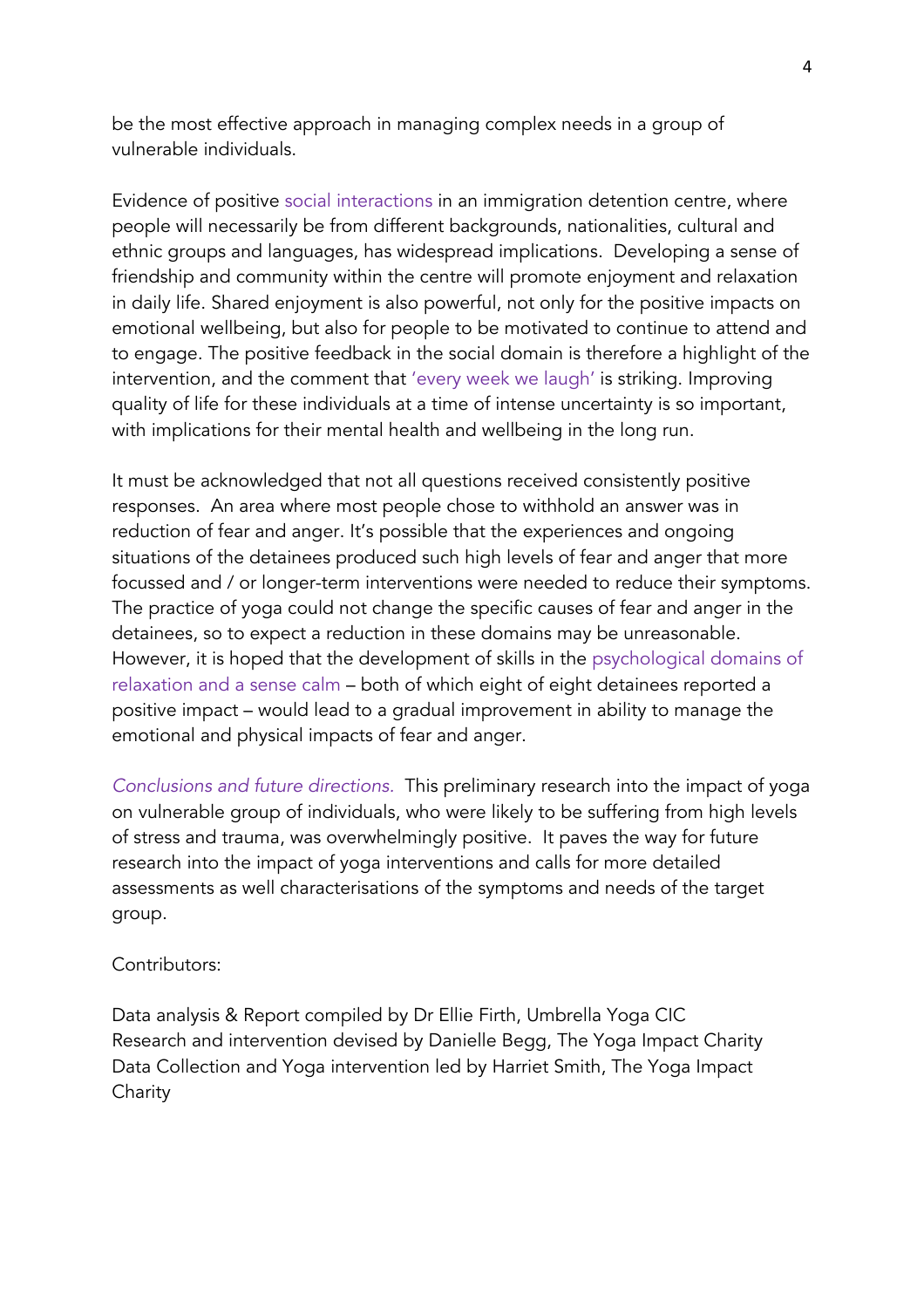be the most effective approach in managing complex needs in a group of vulnerable individuals.

Evidence of positive social interactions in an immigration detention centre, where people will necessarily be from different backgrounds, nationalities, cultural and ethnic groups and languages, has widespread implications. Developing a sense of friendship and community within the centre will promote enjoyment and relaxation in daily life. Shared enjoyment is also powerful, not only for the positive impacts on emotional wellbeing, but also for people to be motivated to continue to attend and to engage. The positive feedback in the social domain is therefore a highlight of the intervention, and the comment that 'every week we laugh' is striking. Improving quality of life for these individuals at a time of intense uncertainty is so important, with implications for their mental health and wellbeing in the long run.

It must be acknowledged that not all questions received consistently positive responses. An area where most people chose to withhold an answer was in reduction of fear and anger. It's possible that the experiences and ongoing situations of the detainees produced such high levels of fear and anger that more focussed and / or longer-term interventions were needed to reduce their symptoms. The practice of yoga could not change the specific causes of fear and anger in the detainees, so to expect a reduction in these domains may be unreasonable. However, it is hoped that the development of skills in the psychological domains of relaxation and a sense calm – both of which eight of eight detainees reported a positive impact – would lead to a gradual improvement in ability to manage the emotional and physical impacts of fear and anger.

*Conclusions and future directions.* This preliminary research into the impact of yoga on vulnerable group of individuals, who were likely to be suffering from high levels of stress and trauma, was overwhelmingly positive. It paves the way for future research into the impact of yoga interventions and calls for more detailed assessments as well characterisations of the symptoms and needs of the target group.

Contributors:

Data analysis & Report compiled by Dr Ellie Firth, Umbrella Yoga CIC
Research and intervention devised by Danielle Begg, The Yoga Impact Charity
Data Collection and Yoga intervention led by Harriet Smith, The Yoga Impact Charity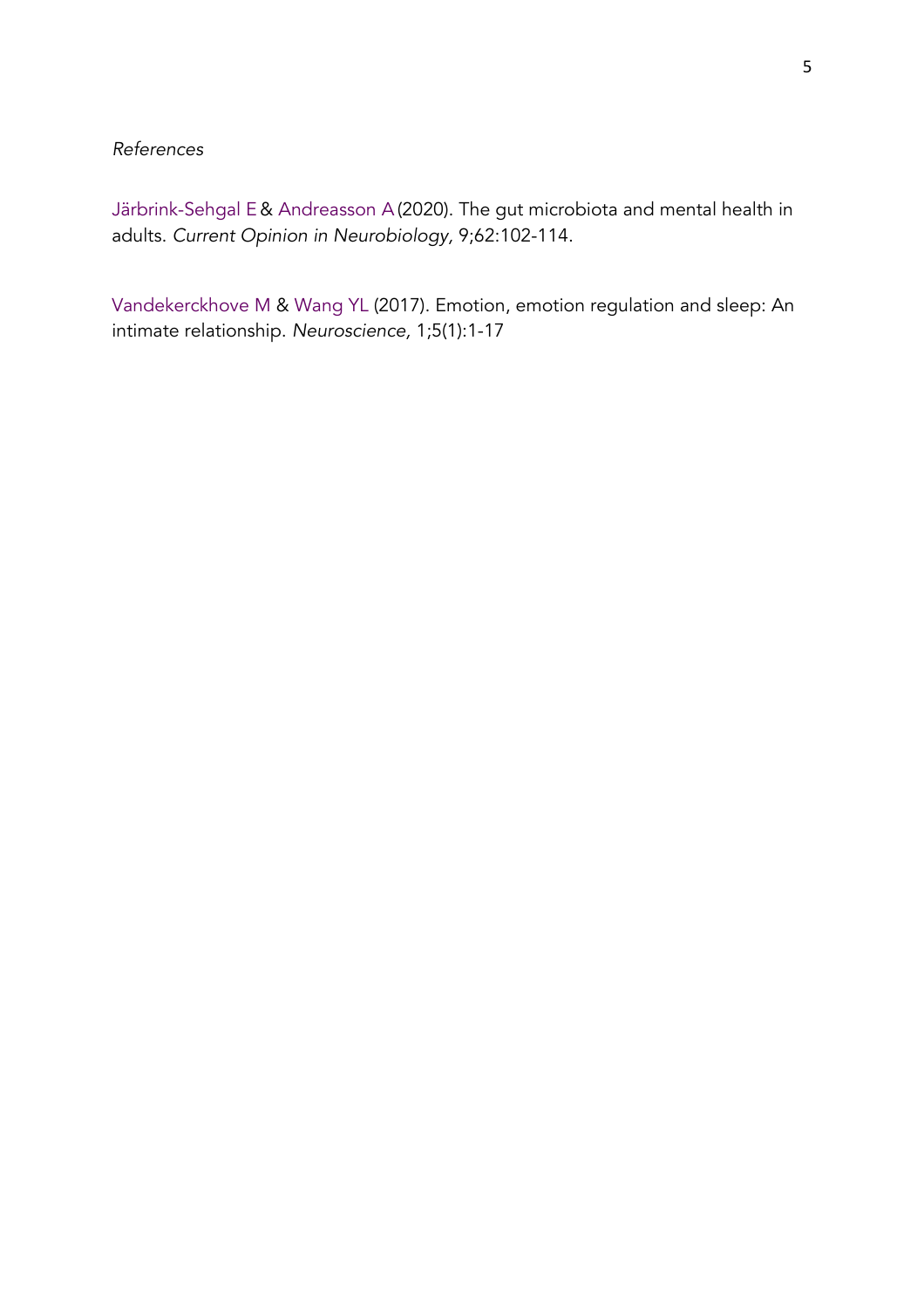*References*

Järbrink-Sehgal E & Andreasson A (2020). The gut microbiota and mental health in adults. *Current Opinion in Neurobiology,* 9;62:102-114.

Vandekerckhove M & Wang YL (2017). Emotion, emotion regulation and sleep: An intimate relationship. *Neuroscience,* 1;5(1):1-17